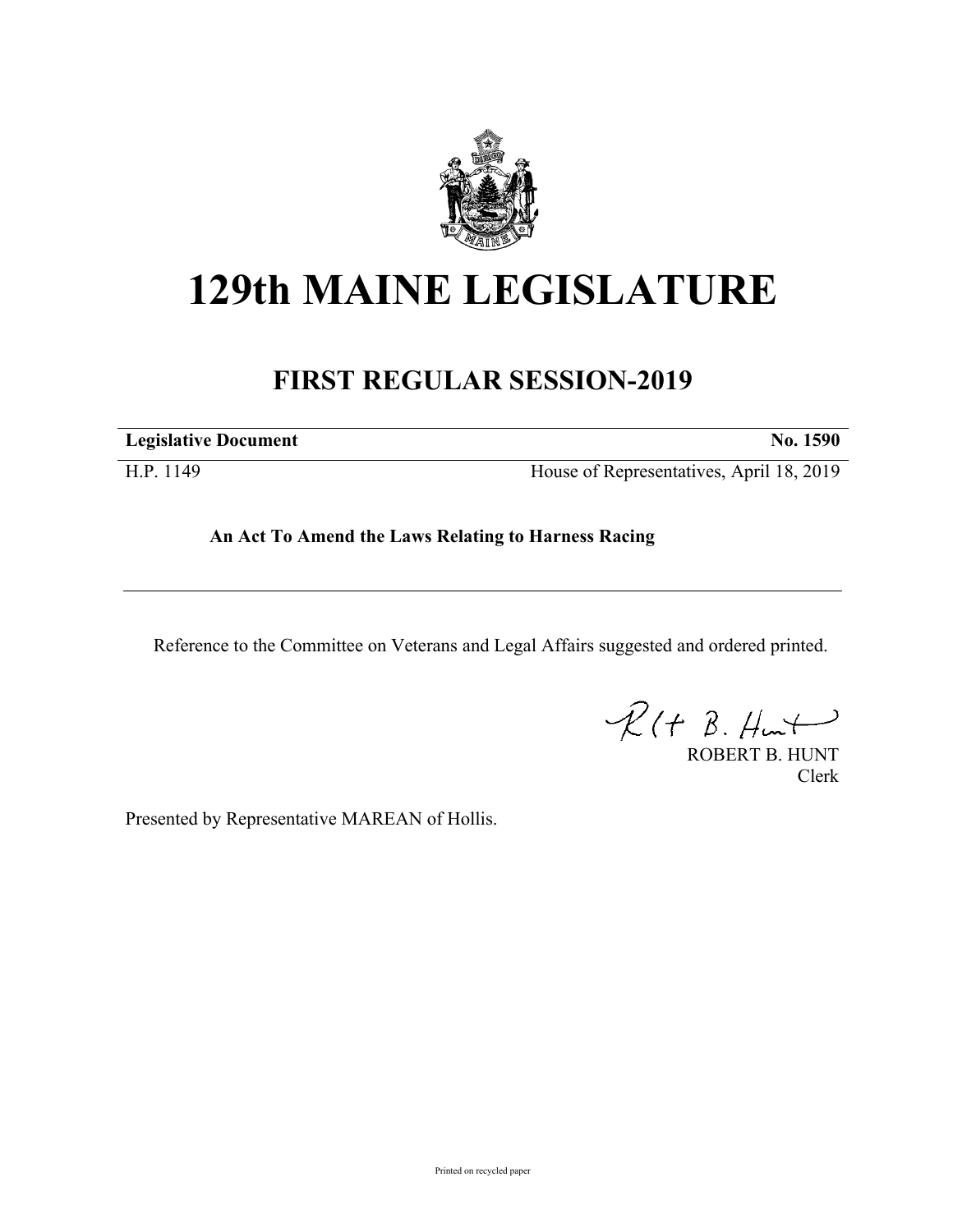# 129th MAINE LEGISLATURE

## FIRST REGULAR SESSION-2019

| **Legislative Document** | **No. 1590** |
|---|---|
| H.P. 1149 | House of Representatives, April 18, 2019 |

**An Act To Amend the Laws Relating to Harness Racing**

---

Reference to the Committee on Veterans and Legal Affairs suggested and ordered printed.

ROBERT B. HUNT
Clerk

Presented by Representative MAREAN of Hollis.

Printed on recycled paper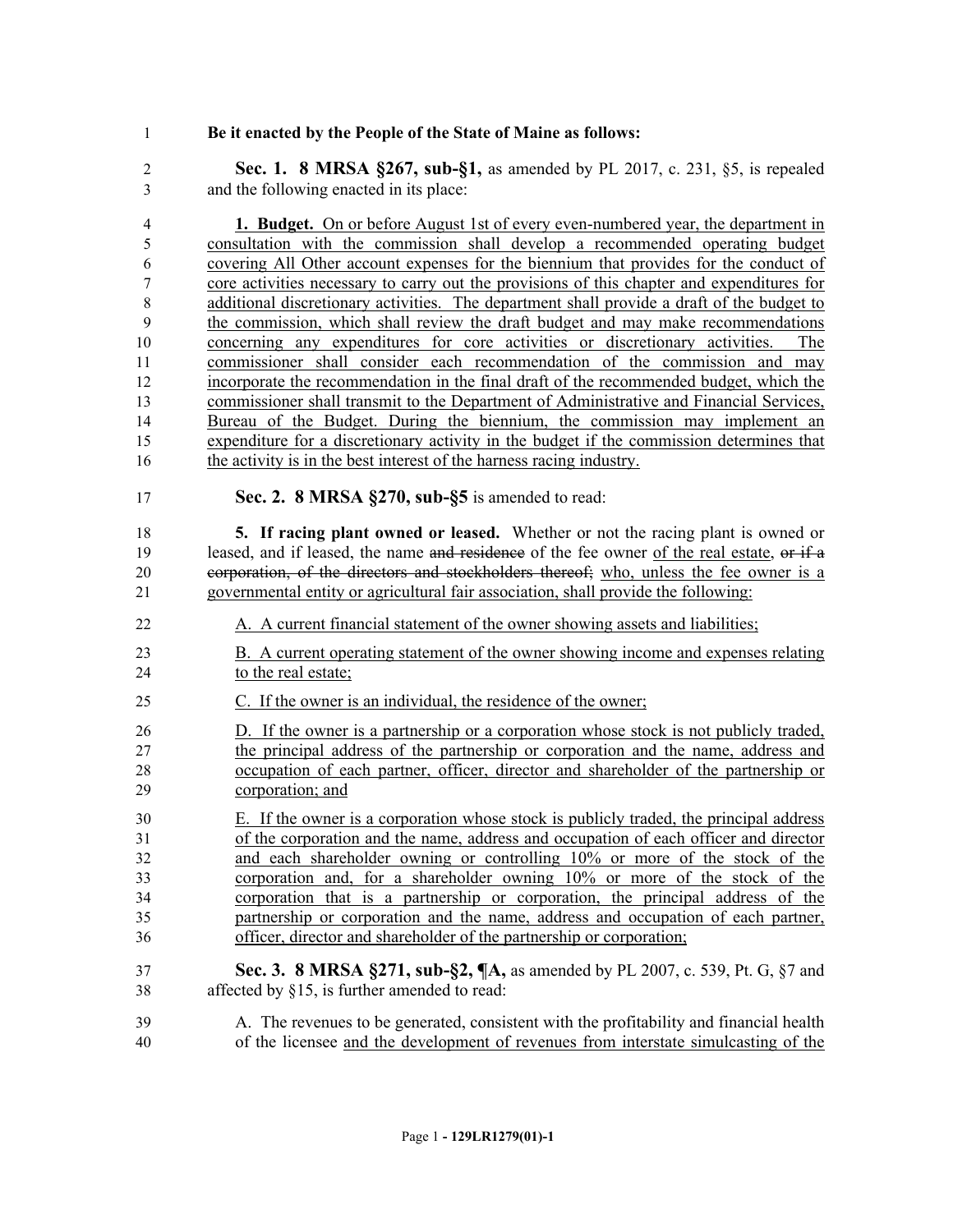**Be it enacted by the People of the State of Maine as follows:**

**Sec. 1. 8 MRSA §267, sub-§1,** as amended by PL 2017, c. 231, §5, is repealed and the following enacted in its place:

**1. Budget.** On or before August 1st of every even-numbered year, the department in consultation with the commission shall develop a recommended operating budget covering All Other account expenses for the biennium that provides for the conduct of core activities necessary to carry out the provisions of this chapter and expenditures for additional discretionary activities. The department shall provide a draft of the budget to the commission, which shall review the draft budget and may make recommendations concerning any expenditures for core activities or discretionary activities. The commissioner shall consider each recommendation of the commission and may incorporate the recommendation in the final draft of the recommended budget, which the commissioner shall transmit to the Department of Administrative and Financial Services, Bureau of the Budget. During the biennium, the commission may implement an expenditure for a discretionary activity in the budget if the commission determines that the activity is in the best interest of the harness racing industry.

**Sec. 2. 8 MRSA §270, sub-§5** is amended to read:

**5. If racing plant owned or leased.** Whether or not the racing plant is owned or leased, and if leased, the name ~~and residence~~ of the fee owner of the real estate, ~~or if a corporation, of the directors and stockholders thereof;~~ who, unless the fee owner is a governmental entity or agricultural fair association, shall provide the following:

A. A current financial statement of the owner showing assets and liabilities;

B. A current operating statement of the owner showing income and expenses relating to the real estate;

C. If the owner is an individual, the residence of the owner;

D. If the owner is a partnership or a corporation whose stock is not publicly traded, the principal address of the partnership or corporation and the name, address and occupation of each partner, officer, director and shareholder of the partnership or corporation; and

E. If the owner is a corporation whose stock is publicly traded, the principal address of the corporation and the name, address and occupation of each officer and director and each shareholder owning or controlling 10% or more of the stock of the corporation and, for a shareholder owning 10% or more of the stock of the corporation that is a partnership or corporation, the principal address of the partnership or corporation and the name, address and occupation of each partner, officer, director and shareholder of the partnership or corporation;

**Sec. 3. 8 MRSA §271, sub-§2, ¶A,** as amended by PL 2007, c. 539, Pt. G, §7 and affected by §15, is further amended to read:

A. The revenues to be generated, consistent with the profitability and financial health of the licensee and the development of revenues from interstate simulcasting of the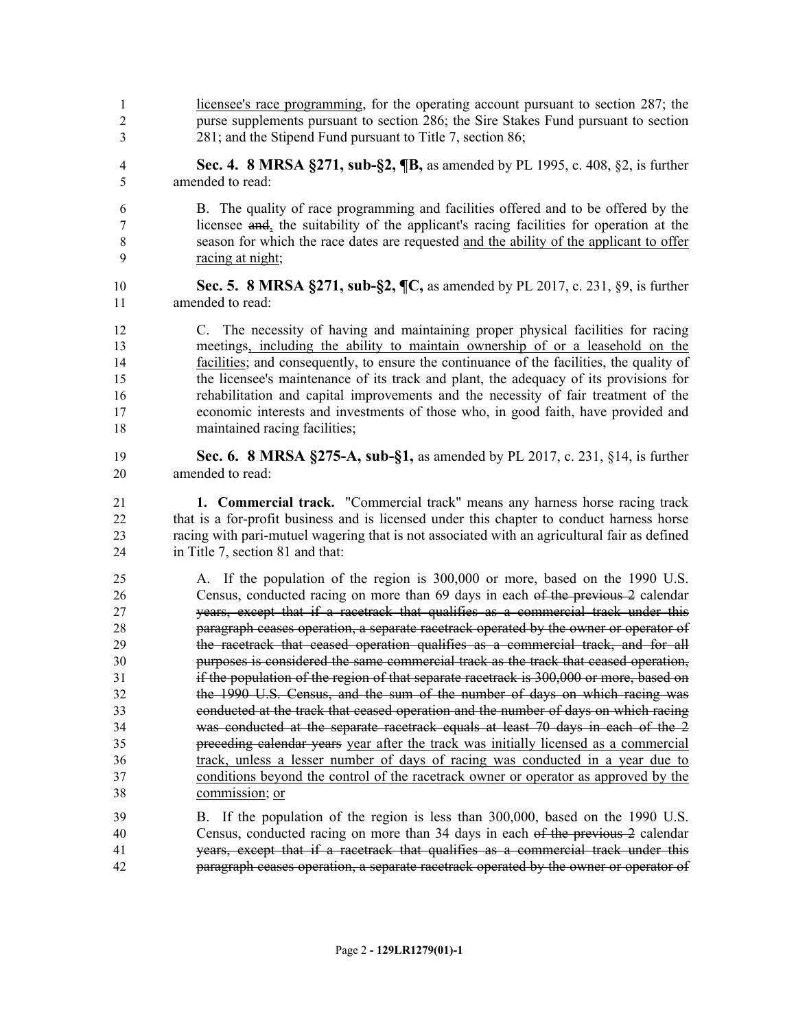<u>licensee's race programming</u>, for the operating account pursuant to section 287; the purse supplements pursuant to section 286; the Sire Stakes Fund pursuant to section 281; and the Stipend Fund pursuant to Title 7, section 86;

**Sec. 4. 8 MRSA §271, sub-§2, ¶B,** as amended by PL 1995, c. 408, §2, is further amended to read:

B. The quality of race programming and facilities offered and to be offered by the licensee ~~and~~<u>,</u> the suitability of the applicant's racing facilities for operation at the season for which the race dates are requested <u>and the ability of the applicant to offer racing at night</u>;

**Sec. 5. 8 MRSA §271, sub-§2, ¶C,** as amended by PL 2017, c. 231, §9, is further amended to read:

C. The necessity of having and maintaining proper physical facilities for racing meetings<u>, including the ability to maintain ownership of or a leasehold on the facilities</u>; and consequently, to ensure the continuance of the facilities, the quality of the licensee's maintenance of its track and plant, the adequacy of its provisions for rehabilitation and capital improvements and the necessity of fair treatment of the economic interests and investments of those who, in good faith, have provided and maintained racing facilities;

**Sec. 6. 8 MRSA §275-A, sub-§1,** as amended by PL 2017, c. 231, §14, is further amended to read:

**1. Commercial track.** "Commercial track" means any harness horse racing track that is a for-profit business and is licensed under this chapter to conduct harness horse racing with pari-mutuel wagering that is not associated with an agricultural fair as defined in Title 7, section 81 and that:

A. If the population of the region is 300,000 or more, based on the 1990 U.S. Census, conducted racing on more than 69 days in each ~~of the previous 2~~ calendar ~~years, except that if a racetrack that qualifies as a commercial track under this paragraph ceases operation, a separate racetrack operated by the owner or operator of the racetrack that ceased operation qualifies as a commercial track, and for all purposes is considered the same commercial track as the track that ceased operation, if the population of the region of that separate racetrack is 300,000 or more, based on the 1990 U.S. Census, and the sum of the number of days on which racing was conducted at the track that ceased operation and the number of days on which racing was conducted at the separate racetrack equals at least 70 days in each of the 2 preceding calendar years~~ <u>year after the track was initially licensed as a commercial track, unless a lesser number of days of racing was conducted in a year due to conditions beyond the control of the racetrack owner or operator as approved by the commission</u>; <u>or</u>

B. If the population of the region is less than 300,000, based on the 1990 U.S. Census, conducted racing on more than 34 days in each ~~of the previous 2~~ calendar ~~years, except that if a racetrack that qualifies as a commercial track under this paragraph ceases operation, a separate racetrack operated by the owner or operator of~~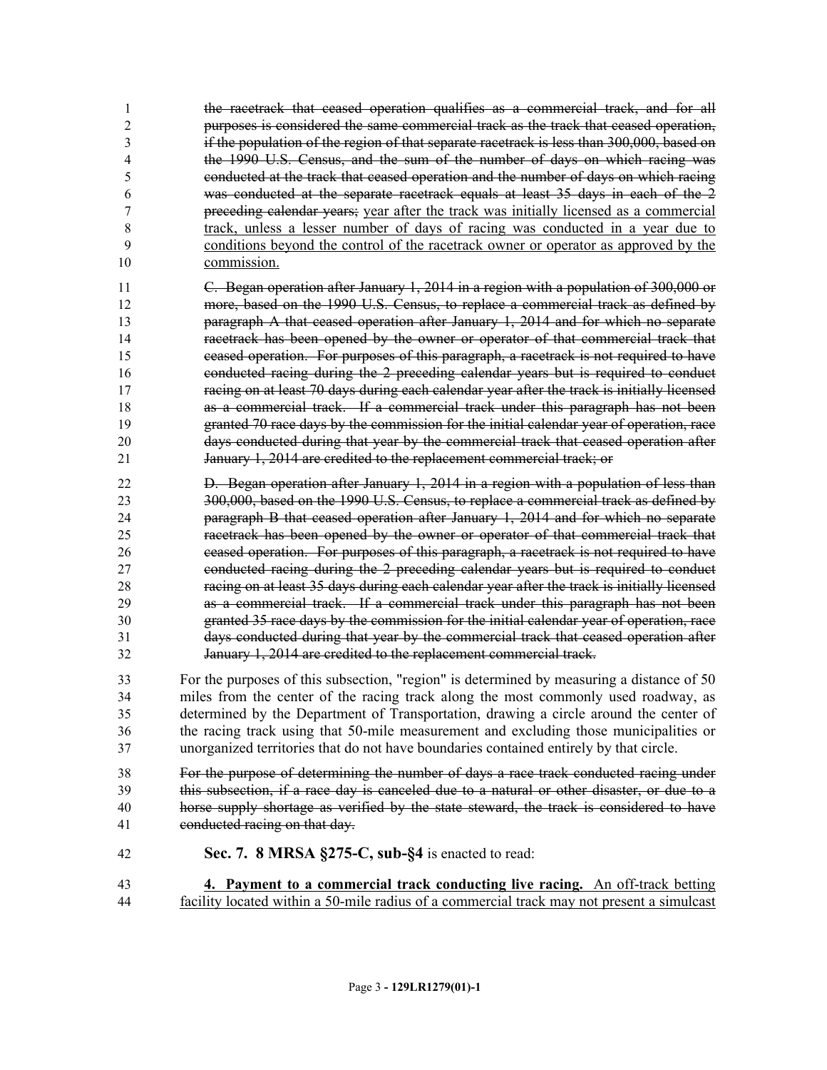~~the racetrack that ceased operation qualifies as a commercial track, and for all purposes is considered the same commercial track as the track that ceased operation, if the population of the region of that separate racetrack is less than 300,000, based on the 1990 U.S. Census, and the sum of the number of days on which racing was conducted at the track that ceased operation and the number of days on which racing was conducted at the separate racetrack equals at least 35 days in each of the 2 preceding calendar years;~~ <u>year after the track was initially licensed as a commercial track, unless a lesser number of days of racing was conducted in a year due to conditions beyond the control of the racetrack owner or operator as approved by the commission.</u>

~~C. Began operation after January 1, 2014 in a region with a population of 300,000 or more, based on the 1990 U.S. Census, to replace a commercial track as defined by paragraph A that ceased operation after January 1, 2014 and for which no separate racetrack has been opened by the owner or operator of that commercial track that ceased operation. For purposes of this paragraph, a racetrack is not required to have conducted racing during the 2 preceding calendar years but is required to conduct racing on at least 70 days during each calendar year after the track is initially licensed as a commercial track. If a commercial track under this paragraph has not been granted 70 race days by the commission for the initial calendar year of operation, race days conducted during that year by the commercial track that ceased operation after January 1, 2014 are credited to the replacement commercial track; or~~

~~D. Began operation after January 1, 2014 in a region with a population of less than 300,000, based on the 1990 U.S. Census, to replace a commercial track as defined by paragraph B that ceased operation after January 1, 2014 and for which no separate racetrack has been opened by the owner or operator of that commercial track that ceased operation. For purposes of this paragraph, a racetrack is not required to have conducted racing during the 2 preceding calendar years but is required to conduct racing on at least 35 days during each calendar year after the track is initially licensed as a commercial track. If a commercial track under this paragraph has not been granted 35 race days by the commission for the initial calendar year of operation, race days conducted during that year by the commercial track that ceased operation after January 1, 2014 are credited to the replacement commercial track.~~

For the purposes of this subsection, "region" is determined by measuring a distance of 50 miles from the center of the racing track along the most commonly used roadway, as determined by the Department of Transportation, drawing a circle around the center of the racing track using that 50-mile measurement and excluding those municipalities or unorganized territories that do not have boundaries contained entirely by that circle.

~~For the purpose of determining the number of days a race track conducted racing under this subsection, if a race day is canceled due to a natural or other disaster, or due to a horse supply shortage as verified by the state steward, the track is considered to have conducted racing on that day.~~

**Sec. 7. 8 MRSA §275-C, sub-§4** is enacted to read:

<u>**4. Payment to a commercial track conducting live racing.** An off-track betting facility located within a 50-mile radius of a commercial track may not present a simulcast</u>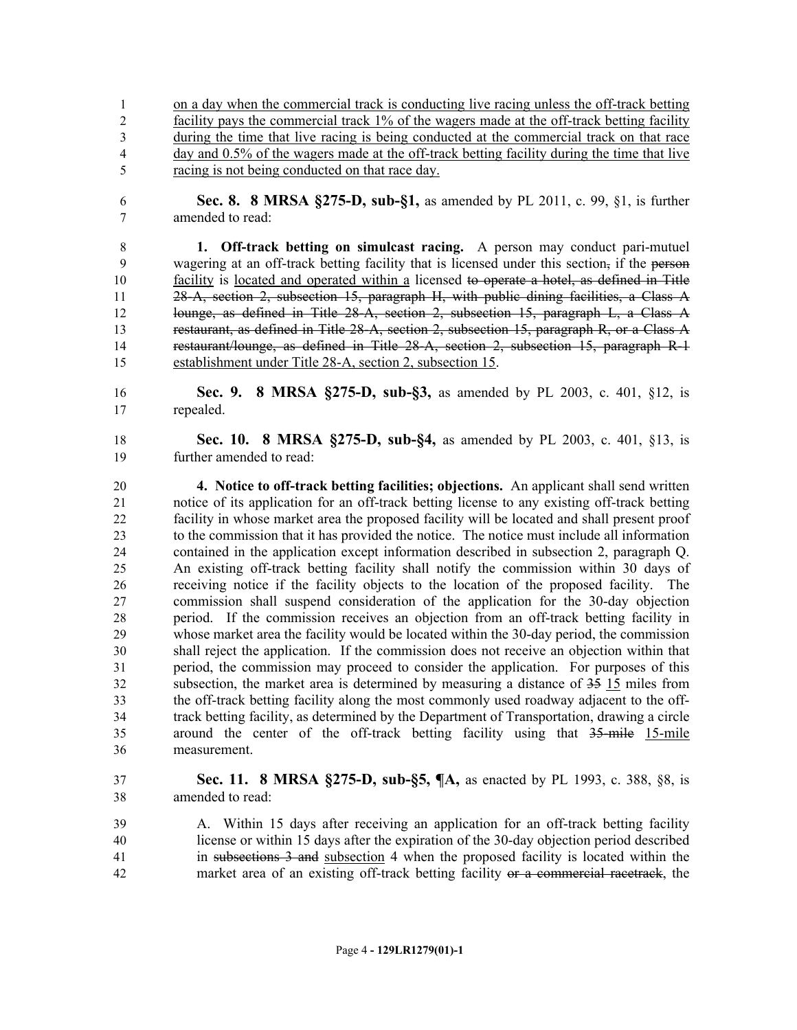on a day when the commercial track is conducting live racing unless the off-track betting facility pays the commercial track 1% of the wagers made at the off-track betting facility during the time that live racing is being conducted at the commercial track on that race day and 0.5% of the wagers made at the off-track betting facility during the time that live racing is not being conducted on that race day.

**Sec. 8. 8 MRSA §275-D, sub-§1,** as amended by PL 2011, c. 99, §1, is further amended to read:

**1. Off-track betting on simulcast racing.** A person may conduct pari-mutuel wagering at an off-track betting facility that is licensed under this section~~,~~ if the ~~person~~ facility is located and operated within a licensed ~~to operate a hotel, as defined in Title 28-A, section 2, subsection 15, paragraph H, with public dining facilities, a Class A lounge, as defined in Title 28-A, section 2, subsection 15, paragraph L, a Class A restaurant, as defined in Title 28-A, section 2, subsection 15, paragraph R, or a Class A restaurant/lounge, as defined in Title 28-A, section 2, subsection 15, paragraph R-1~~ establishment under Title 28-A, section 2, subsection 15.

**Sec. 9. 8 MRSA §275-D, sub-§3,** as amended by PL 2003, c. 401, §12, is repealed.

**Sec. 10. 8 MRSA §275-D, sub-§4,** as amended by PL 2003, c. 401, §13, is further amended to read:

**4. Notice to off-track betting facilities; objections.** An applicant shall send written notice of its application for an off-track betting license to any existing off-track betting facility in whose market area the proposed facility will be located and shall present proof to the commission that it has provided the notice. The notice must include all information contained in the application except information described in subsection 2, paragraph Q. An existing off-track betting facility shall notify the commission within 30 days of receiving notice if the facility objects to the location of the proposed facility. The commission shall suspend consideration of the application for the 30-day objection period. If the commission receives an objection from an off-track betting facility in whose market area the facility would be located within the 30-day period, the commission shall reject the application. If the commission does not receive an objection within that period, the commission may proceed to consider the application. For purposes of this subsection, the market area is determined by measuring a distance of ~~35~~ 15 miles from the off-track betting facility along the most commonly used roadway adjacent to the off-track betting facility, as determined by the Department of Transportation, drawing a circle around the center of the off-track betting facility using that ~~35-mile~~ 15-mile measurement.

**Sec. 11. 8 MRSA §275-D, sub-§5, ¶A,** as enacted by PL 1993, c. 388, §8, is amended to read:

A. Within 15 days after receiving an application for an off-track betting facility license or within 15 days after the expiration of the 30-day objection period described in ~~subsections 3 and~~ subsection 4 when the proposed facility is located within the market area of an existing off-track betting facility ~~or a commercial racetrack~~, the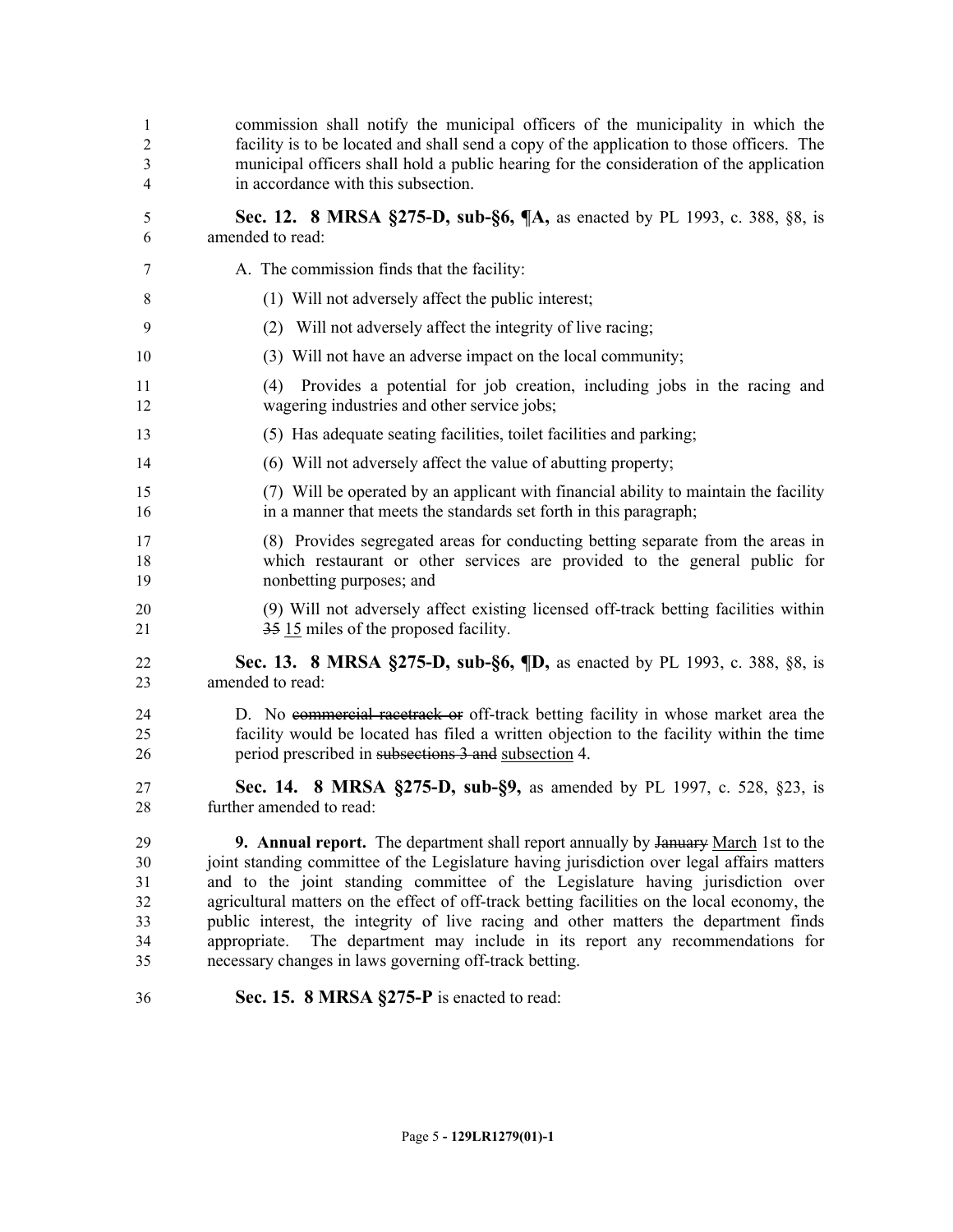commission shall notify the municipal officers of the municipality in which the facility is to be located and shall send a copy of the application to those officers. The municipal officers shall hold a public hearing for the consideration of the application in accordance with this subsection.

**Sec. 12. 8 MRSA §275-D, sub-§6, ¶A,** as enacted by PL 1993, c. 388, §8, is amended to read:

A. The commission finds that the facility:

(1) Will not adversely affect the public interest;

(2) Will not adversely affect the integrity of live racing;

(3) Will not have an adverse impact on the local community;

(4) Provides a potential for job creation, including jobs in the racing and wagering industries and other service jobs;

(5) Has adequate seating facilities, toilet facilities and parking;

(6) Will not adversely affect the value of abutting property;

(7) Will be operated by an applicant with financial ability to maintain the facility in a manner that meets the standards set forth in this paragraph;

(8) Provides segregated areas for conducting betting separate from the areas in which restaurant or other services are provided to the general public for nonbetting purposes; and

(9) Will not adversely affect existing licensed off-track betting facilities within ~~35~~ 15 miles of the proposed facility.

**Sec. 13. 8 MRSA §275-D, sub-§6, ¶D,** as enacted by PL 1993, c. 388, §8, is amended to read:

D. No ~~commercial racetrack or~~ off-track betting facility in whose market area the facility would be located has filed a written objection to the facility within the time period prescribed in ~~subsections 3 and~~ subsection 4.

**Sec. 14. 8 MRSA §275-D, sub-§9,** as amended by PL 1997, c. 528, §23, is further amended to read:

**9. Annual report.** The department shall report annually by ~~January~~ March 1st to the joint standing committee of the Legislature having jurisdiction over legal affairs matters and to the joint standing committee of the Legislature having jurisdiction over agricultural matters on the effect of off-track betting facilities on the local economy, the public interest, the integrity of live racing and other matters the department finds appropriate. The department may include in its report any recommendations for necessary changes in laws governing off-track betting.

**Sec. 15. 8 MRSA §275-P** is enacted to read: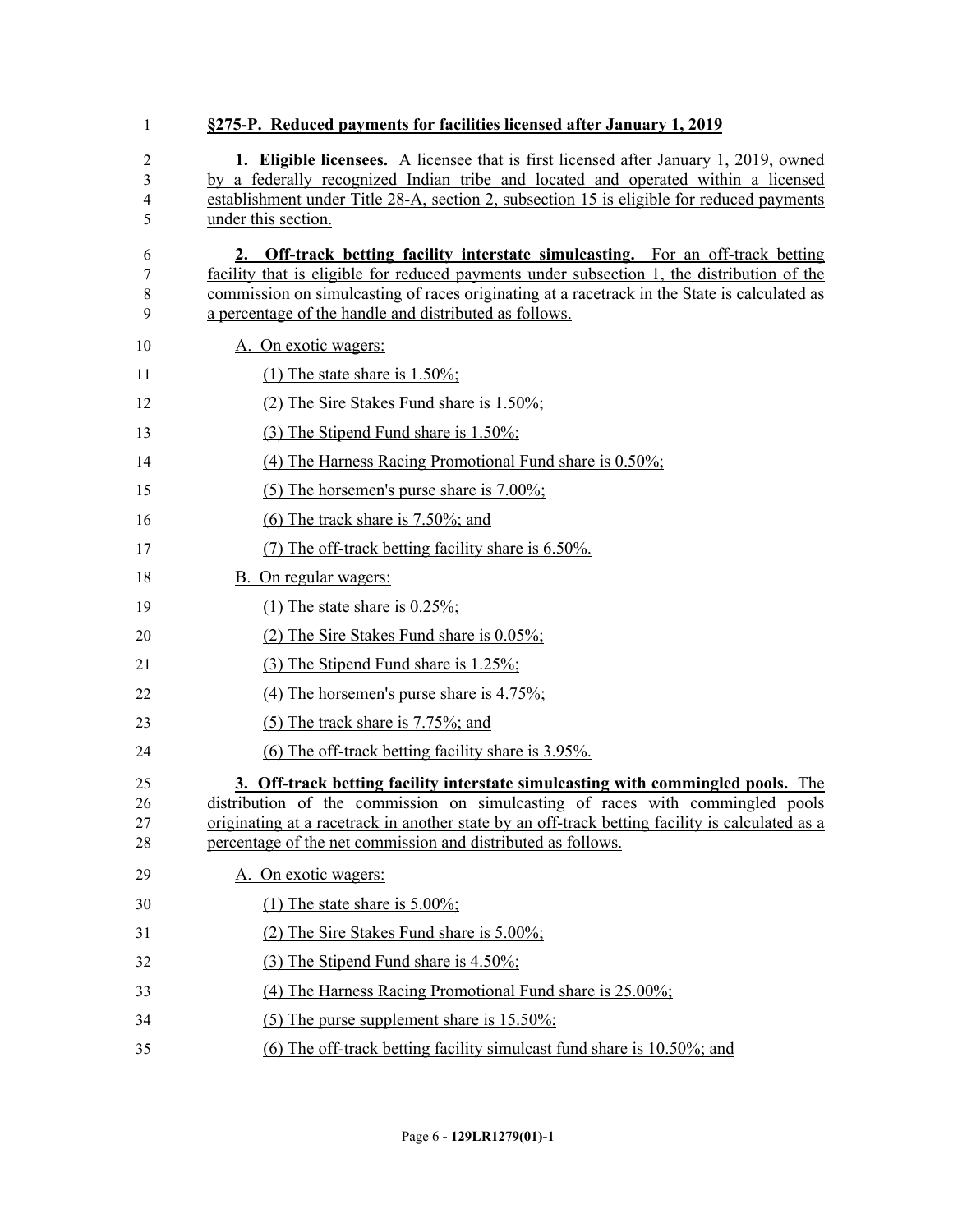**§275-P. Reduced payments for facilities licensed after January 1, 2019**

**1. Eligible licensees.** A licensee that is first licensed after January 1, 2019, owned by a federally recognized Indian tribe and located and operated within a licensed establishment under Title 28-A, section 2, subsection 15 is eligible for reduced payments under this section.

**2. Off-track betting facility interstate simulcasting.** For an off-track betting facility that is eligible for reduced payments under subsection 1, the distribution of the commission on simulcasting of races originating at a racetrack in the State is calculated as a percentage of the handle and distributed as follows.

A. On exotic wagers:

(1) The state share is 1.50%;

(2) The Sire Stakes Fund share is 1.50%;

(3) The Stipend Fund share is 1.50%;

(4) The Harness Racing Promotional Fund share is 0.50%;

(5) The horsemen's purse share is 7.00%;

(6) The track share is 7.50%; and

(7) The off-track betting facility share is 6.50%.

B. On regular wagers:

(1) The state share is 0.25%;

(2) The Sire Stakes Fund share is 0.05%;

(3) The Stipend Fund share is 1.25%;

(4) The horsemen's purse share is 4.75%;

(5) The track share is 7.75%; and

(6) The off-track betting facility share is 3.95%.

**3. Off-track betting facility interstate simulcasting with commingled pools.** The distribution of the commission on simulcasting of races with commingled pools originating at a racetrack in another state by an off-track betting facility is calculated as a percentage of the net commission and distributed as follows.

A. On exotic wagers:

(1) The state share is 5.00%;

(2) The Sire Stakes Fund share is 5.00%;

(3) The Stipend Fund share is 4.50%;

(4) The Harness Racing Promotional Fund share is 25.00%;

(5) The purse supplement share is 15.50%;

(6) The off-track betting facility simulcast fund share is 10.50%; and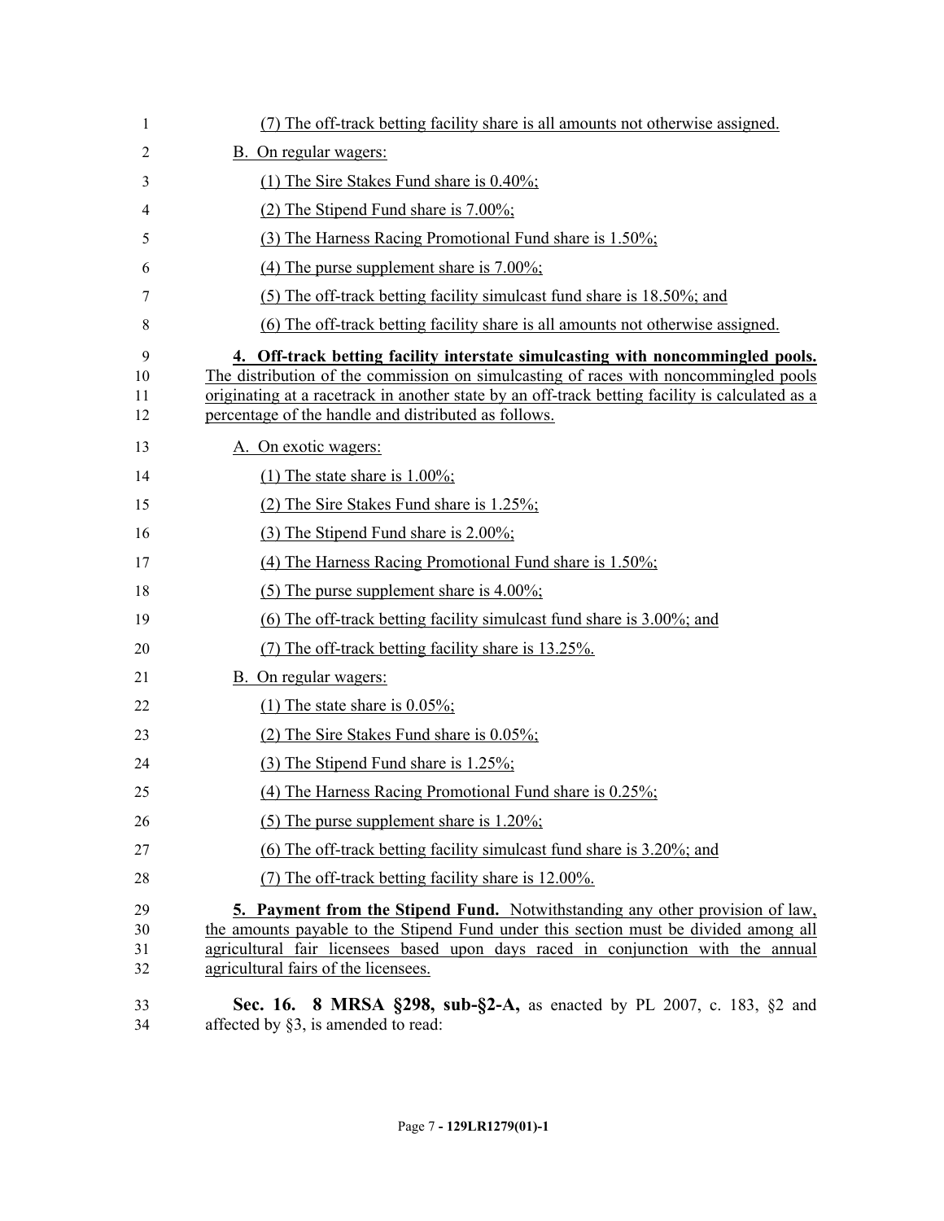(7) The off-track betting facility share is all amounts not otherwise assigned.

B. On regular wagers:

(1) The Sire Stakes Fund share is 0.40%;

(2) The Stipend Fund share is 7.00%;

(3) The Harness Racing Promotional Fund share is 1.50%;

(4) The purse supplement share is 7.00%;

(5) The off-track betting facility simulcast fund share is 18.50%; and

(6) The off-track betting facility share is all amounts not otherwise assigned.

**4. Off-track betting facility interstate simulcasting with noncommingled pools.** The distribution of the commission on simulcasting of races with noncommingled pools originating at a racetrack in another state by an off-track betting facility is calculated as a percentage of the handle and distributed as follows.

A. On exotic wagers:

(1) The state share is 1.00%;

(2) The Sire Stakes Fund share is 1.25%;

(3) The Stipend Fund share is 2.00%;

(4) The Harness Racing Promotional Fund share is 1.50%;

(5) The purse supplement share is 4.00%;

(6) The off-track betting facility simulcast fund share is 3.00%; and

(7) The off-track betting facility share is 13.25%.

B. On regular wagers:

(1) The state share is 0.05%;

(2) The Sire Stakes Fund share is 0.05%;

(3) The Stipend Fund share is 1.25%;

(4) The Harness Racing Promotional Fund share is 0.25%;

(5) The purse supplement share is 1.20%;

(6) The off-track betting facility simulcast fund share is 3.20%; and

(7) The off-track betting facility share is 12.00%.

**5. Payment from the Stipend Fund.** Notwithstanding any other provision of law, the amounts payable to the Stipend Fund under this section must be divided among all agricultural fair licensees based upon days raced in conjunction with the annual agricultural fairs of the licensees.

**Sec. 16. 8 MRSA §298, sub-§2-A,** as enacted by PL 2007, c. 183, §2 and affected by §3, is amended to read: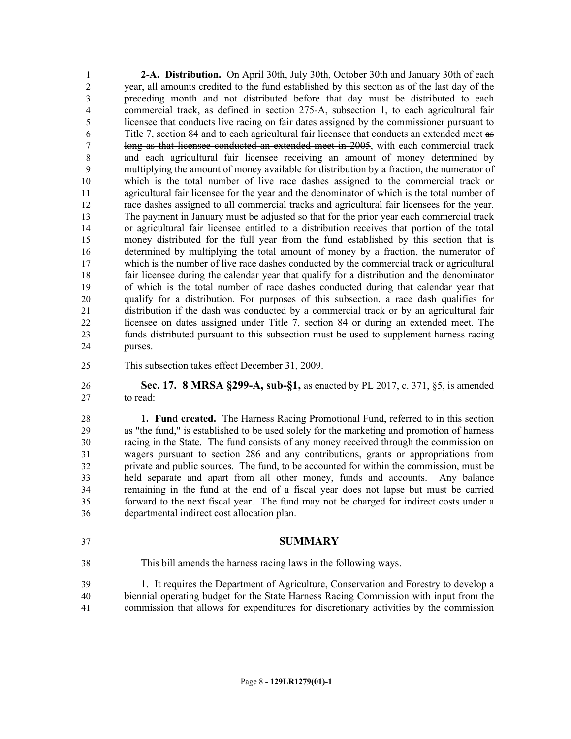**2-A. Distribution.** On April 30th, July 30th, October 30th and January 30th of each year, all amounts credited to the fund established by this section as of the last day of the preceding month and not distributed before that day must be distributed to each commercial track, as defined in section 275-A, subsection 1, to each agricultural fair licensee that conducts live racing on fair dates assigned by the commissioner pursuant to Title 7, section 84 and to each agricultural fair licensee that conducts an extended meet ~~as long as that licensee conducted an extended meet in 2005~~, with each commercial track and each agricultural fair licensee receiving an amount of money determined by multiplying the amount of money available for distribution by a fraction, the numerator of which is the total number of live race dashes assigned to the commercial track or agricultural fair licensee for the year and the denominator of which is the total number of race dashes assigned to all commercial tracks and agricultural fair licensees for the year. The payment in January must be adjusted so that for the prior year each commercial track or agricultural fair licensee entitled to a distribution receives that portion of the total money distributed for the full year from the fund established by this section that is determined by multiplying the total amount of money by a fraction, the numerator of which is the number of live race dashes conducted by the commercial track or agricultural fair licensee during the calendar year that qualify for a distribution and the denominator of which is the total number of race dashes conducted during that calendar year that qualify for a distribution. For purposes of this subsection, a race dash qualifies for distribution if the dash was conducted by a commercial track or by an agricultural fair licensee on dates assigned under Title 7, section 84 or during an extended meet. The funds distributed pursuant to this subsection must be used to supplement harness racing purses.

This subsection takes effect December 31, 2009.

**Sec. 17. 8 MRSA §299-A, sub-§1,** as enacted by PL 2017, c. 371, §5, is amended to read:

**1. Fund created.** The Harness Racing Promotional Fund, referred to in this section as "the fund," is established to be used solely for the marketing and promotion of harness racing in the State. The fund consists of any money received through the commission on wagers pursuant to section 286 and any contributions, grants or appropriations from private and public sources. The fund, to be accounted for within the commission, must be held separate and apart from all other money, funds and accounts. Any balance remaining in the fund at the end of a fiscal year does not lapse but must be carried forward to the next fiscal year. <u>The fund may not be charged for indirect costs under a departmental indirect cost allocation plan.</u>

## SUMMARY

This bill amends the harness racing laws in the following ways.

1. It requires the Department of Agriculture, Conservation and Forestry to develop a biennial operating budget for the State Harness Racing Commission with input from the commission that allows for expenditures for discretionary activities by the commission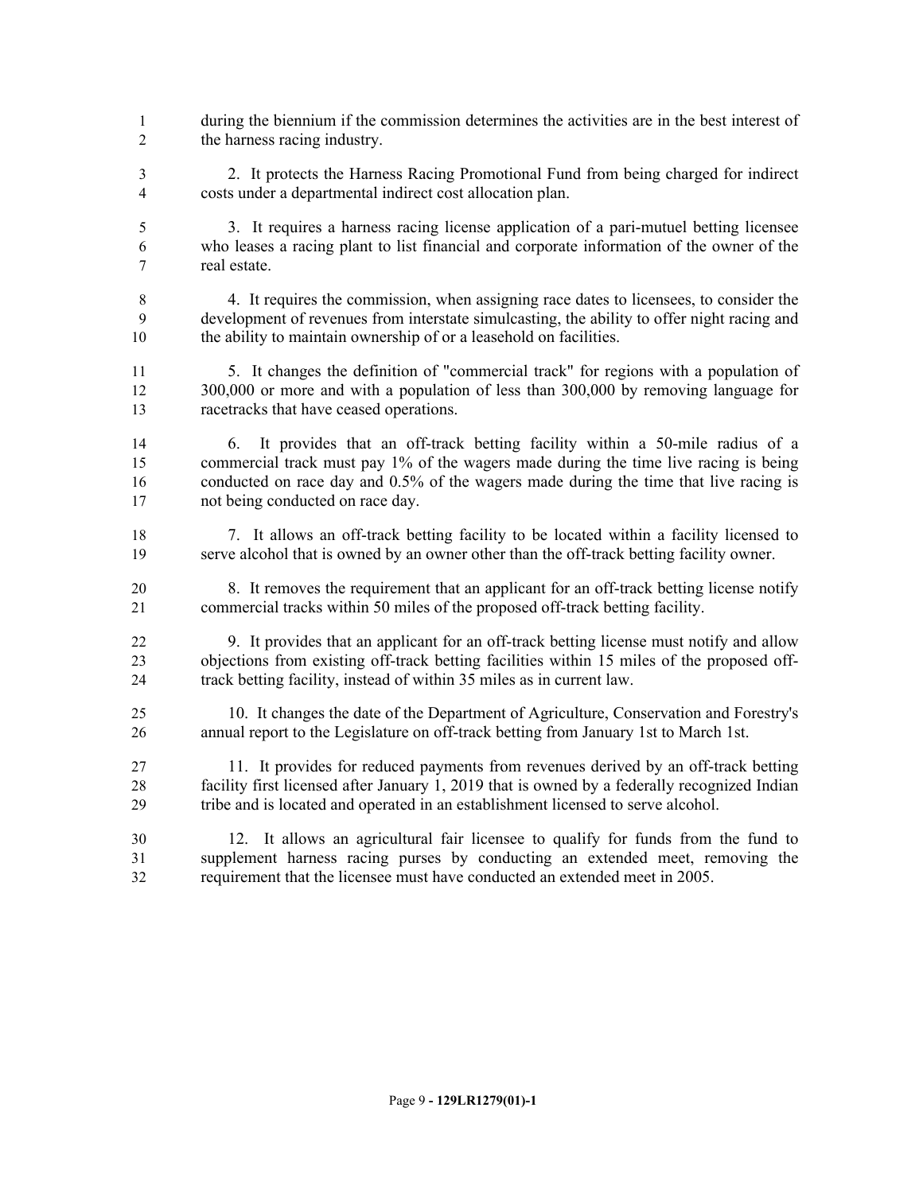during the biennium if the commission determines the activities are in the best interest of the harness racing industry.

2. It protects the Harness Racing Promotional Fund from being charged for indirect costs under a departmental indirect cost allocation plan.

3. It requires a harness racing license application of a pari-mutuel betting licensee who leases a racing plant to list financial and corporate information of the owner of the real estate.

4. It requires the commission, when assigning race dates to licensees, to consider the development of revenues from interstate simulcasting, the ability to offer night racing and the ability to maintain ownership of or a leasehold on facilities.

5. It changes the definition of "commercial track" for regions with a population of 300,000 or more and with a population of less than 300,000 by removing language for racetracks that have ceased operations.

6. It provides that an off-track betting facility within a 50-mile radius of a commercial track must pay 1% of the wagers made during the time live racing is being conducted on race day and 0.5% of the wagers made during the time that live racing is not being conducted on race day.

7. It allows an off-track betting facility to be located within a facility licensed to serve alcohol that is owned by an owner other than the off-track betting facility owner.

8. It removes the requirement that an applicant for an off-track betting license notify commercial tracks within 50 miles of the proposed off-track betting facility.

9. It provides that an applicant for an off-track betting license must notify and allow objections from existing off-track betting facilities within 15 miles of the proposed off-track betting facility, instead of within 35 miles as in current law.

10. It changes the date of the Department of Agriculture, Conservation and Forestry's annual report to the Legislature on off-track betting from January 1st to March 1st.

11. It provides for reduced payments from revenues derived by an off-track betting facility first licensed after January 1, 2019 that is owned by a federally recognized Indian tribe and is located and operated in an establishment licensed to serve alcohol.

12. It allows an agricultural fair licensee to qualify for funds from the fund to supplement harness racing purses by conducting an extended meet, removing the requirement that the licensee must have conducted an extended meet in 2005.